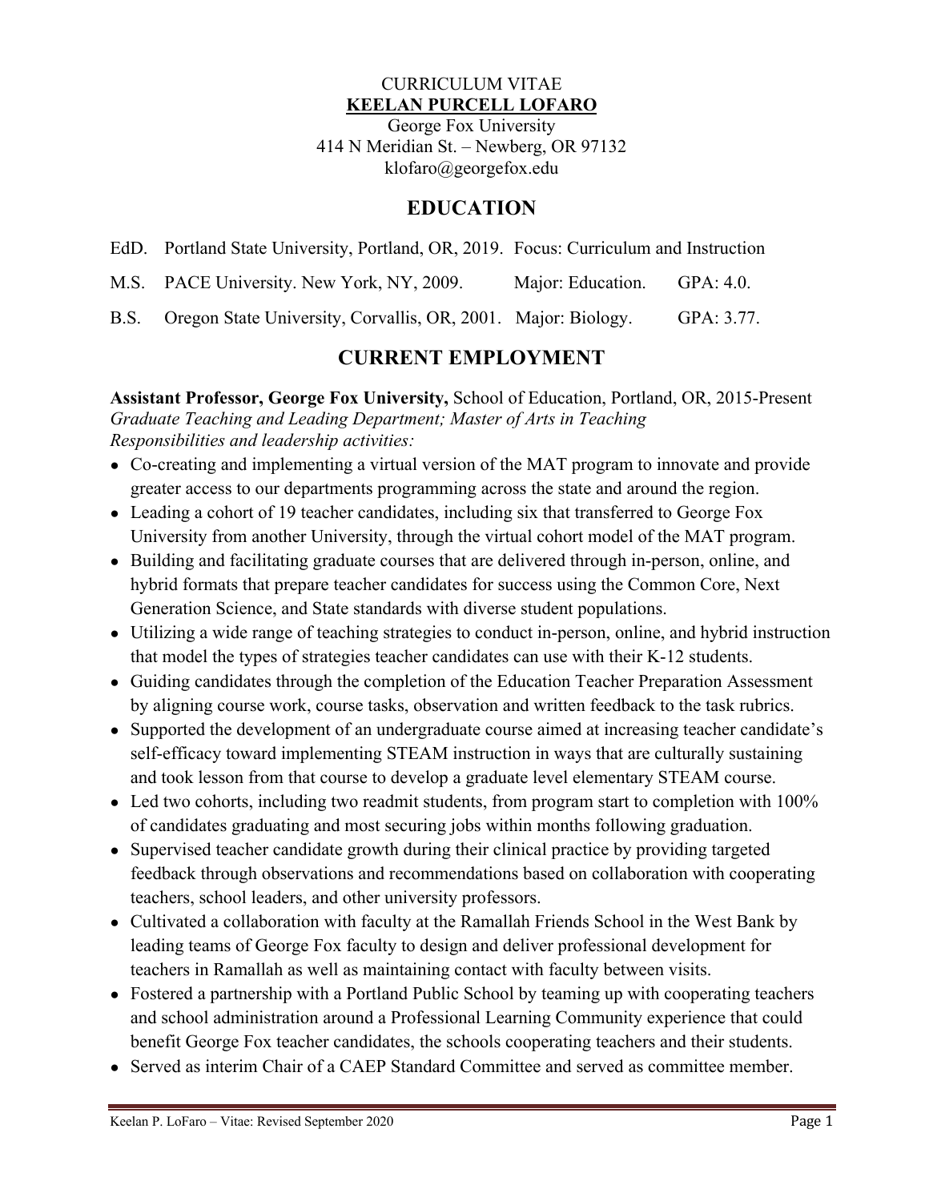CURRICULUM VITAE

# KEELAN PURCELL LOFARO

George Fox University
414 N Meridian St. – Newberg, OR 97132
klofaro@georgefox.edu

## EDUCATION

EdD. Portland State University, Portland, OR, 2019. Focus: Curriculum and Instruction

M.S. PACE University. New York, NY, 2009. Major: Education. GPA: 4.0.

B.S. Oregon State University, Corvallis, OR, 2001. Major: Biology. GPA: 3.77.

## CURRENT EMPLOYMENT

**Assistant Professor, George Fox University,** School of Education, Portland, OR, 2015-Present
*Graduate Teaching and Leading Department; Master of Arts in Teaching*
*Responsibilities and leadership activities:*

- Co-creating and implementing a virtual version of the MAT program to innovate and provide greater access to our departments programming across the state and around the region.
- Leading a cohort of 19 teacher candidates, including six that transferred to George Fox University from another University, through the virtual cohort model of the MAT program.
- Building and facilitating graduate courses that are delivered through in-person, online, and hybrid formats that prepare teacher candidates for success using the Common Core, Next Generation Science, and State standards with diverse student populations.
- Utilizing a wide range of teaching strategies to conduct in-person, online, and hybrid instruction that model the types of strategies teacher candidates can use with their K-12 students.
- Guiding candidates through the completion of the Education Teacher Preparation Assessment by aligning course work, course tasks, observation and written feedback to the task rubrics.
- Supported the development of an undergraduate course aimed at increasing teacher candidate's self-efficacy toward implementing STEAM instruction in ways that are culturally sustaining and took lesson from that course to develop a graduate level elementary STEAM course.
- Led two cohorts, including two readmit students, from program start to completion with 100% of candidates graduating and most securing jobs within months following graduation.
- Supervised teacher candidate growth during their clinical practice by providing targeted feedback through observations and recommendations based on collaboration with cooperating teachers, school leaders, and other university professors.
- Cultivated a collaboration with faculty at the Ramallah Friends School in the West Bank by leading teams of George Fox faculty to design and deliver professional development for teachers in Ramallah as well as maintaining contact with faculty between visits.
- Fostered a partnership with a Portland Public School by teaming up with cooperating teachers and school administration around a Professional Learning Community experience that could benefit George Fox teacher candidates, the schools cooperating teachers and their students.
- Served as interim Chair of a CAEP Standard Committee and served as committee member.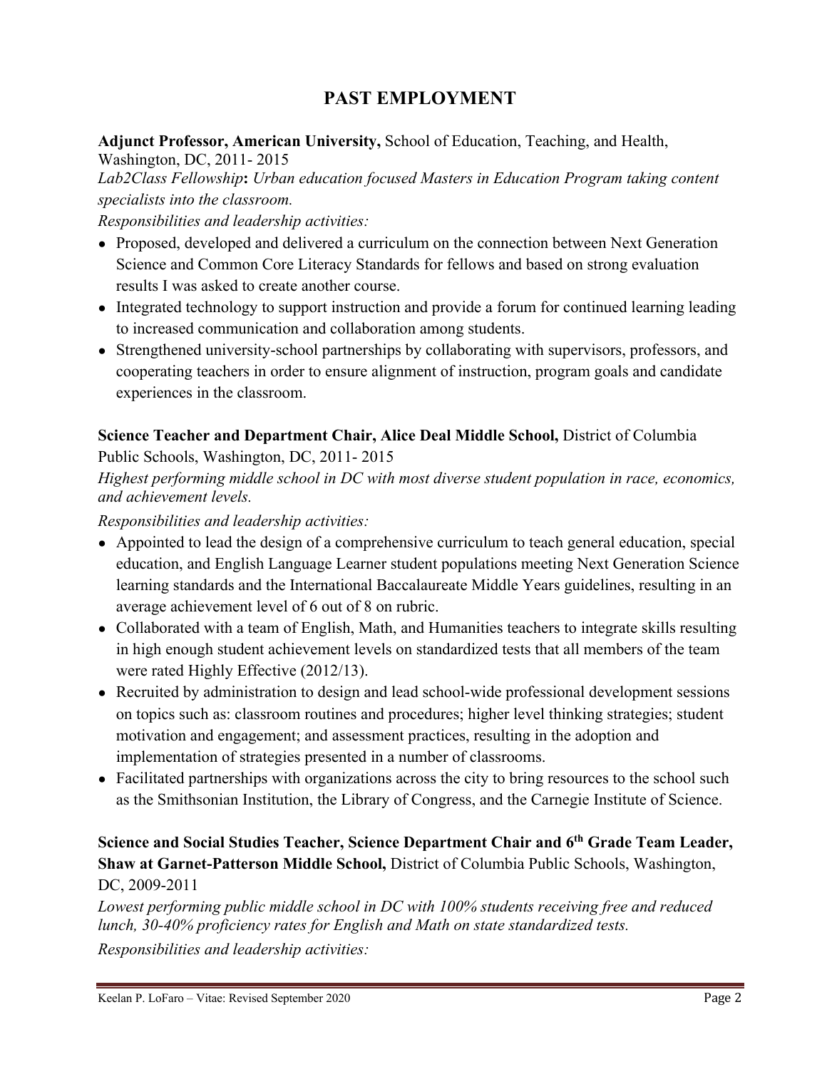# PAST EMPLOYMENT

**Adjunct Professor, American University,** School of Education, Teaching, and Health, Washington, DC, 2011- 2015

*Lab2Class Fellowship***:** *Urban education focused Masters in Education Program taking content specialists into the classroom.*

*Responsibilities and leadership activities:*

- Proposed, developed and delivered a curriculum on the connection between Next Generation Science and Common Core Literacy Standards for fellows and based on strong evaluation results I was asked to create another course.
- Integrated technology to support instruction and provide a forum for continued learning leading to increased communication and collaboration among students.
- Strengthened university-school partnerships by collaborating with supervisors, professors, and cooperating teachers in order to ensure alignment of instruction, program goals and candidate experiences in the classroom.

**Science Teacher and Department Chair, Alice Deal Middle School,** District of Columbia Public Schools, Washington, DC, 2011- 2015

*Highest performing middle school in DC with most diverse student population in race, economics, and achievement levels.*

*Responsibilities and leadership activities:*

- Appointed to lead the design of a comprehensive curriculum to teach general education, special education, and English Language Learner student populations meeting Next Generation Science learning standards and the International Baccalaureate Middle Years guidelines, resulting in an average achievement level of 6 out of 8 on rubric.
- Collaborated with a team of English, Math, and Humanities teachers to integrate skills resulting in high enough student achievement levels on standardized tests that all members of the team were rated Highly Effective (2012/13).
- Recruited by administration to design and lead school-wide professional development sessions on topics such as: classroom routines and procedures; higher level thinking strategies; student motivation and engagement; and assessment practices, resulting in the adoption and implementation of strategies presented in a number of classrooms.
- Facilitated partnerships with organizations across the city to bring resources to the school such as the Smithsonian Institution, the Library of Congress, and the Carnegie Institute of Science.

**Science and Social Studies Teacher, Science Department Chair and 6th Grade Team Leader, Shaw at Garnet-Patterson Middle School,** District of Columbia Public Schools, Washington, DC, 2009-2011

*Lowest performing public middle school in DC with 100% students receiving free and reduced lunch, 30-40% proficiency rates for English and Math on state standardized tests.*

*Responsibilities and leadership activities:*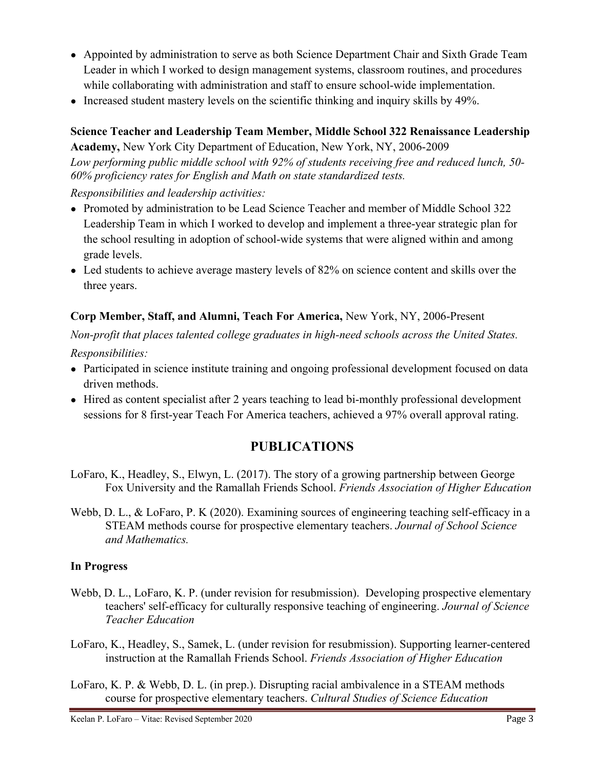- Appointed by administration to serve as both Science Department Chair and Sixth Grade Team Leader in which I worked to design management systems, classroom routines, and procedures while collaborating with administration and staff to ensure school-wide implementation.
- Increased student mastery levels on the scientific thinking and inquiry skills by 49%.

**Science Teacher and Leadership Team Member, Middle School 322 Renaissance Leadership Academy,** New York City Department of Education, New York, NY, 2006-2009

*Low performing public middle school with 92% of students receiving free and reduced lunch, 50-60% proficiency rates for English and Math on state standardized tests.*

*Responsibilities and leadership activities:*

- Promoted by administration to be Lead Science Teacher and member of Middle School 322 Leadership Team in which I worked to develop and implement a three-year strategic plan for the school resulting in adoption of school-wide systems that were aligned within and among grade levels.
- Led students to achieve average mastery levels of 82% on science content and skills over the three years.

**Corp Member, Staff, and Alumni, Teach For America,** New York, NY, 2006-Present

*Non-profit that places talented college graduates in high-need schools across the United States.*

*Responsibilities:*

- Participated in science institute training and ongoing professional development focused on data driven methods.
- Hired as content specialist after 2 years teaching to lead bi-monthly professional development sessions for 8 first-year Teach For America teachers, achieved a 97% overall approval rating.

## PUBLICATIONS

LoFaro, K., Headley, S., Elwyn, L. (2017). The story of a growing partnership between George Fox University and the Ramallah Friends School. *Friends Association of Higher Education*

Webb, D. L., & LoFaro, P. K (2020). Examining sources of engineering teaching self-efficacy in a STEAM methods course for prospective elementary teachers. *Journal of School Science and Mathematics.*

**In Progress**

Webb, D. L., LoFaro, K. P. (under revision for resubmission). Developing prospective elementary teachers' self-efficacy for culturally responsive teaching of engineering. *Journal of Science Teacher Education*

LoFaro, K., Headley, S., Samek, L. (under revision for resubmission). Supporting learner-centered instruction at the Ramallah Friends School. *Friends Association of Higher Education*

LoFaro, K. P. & Webb, D. L. (in prep.). Disrupting racial ambivalence in a STEAM methods course for prospective elementary teachers. *Cultural Studies of Science Education*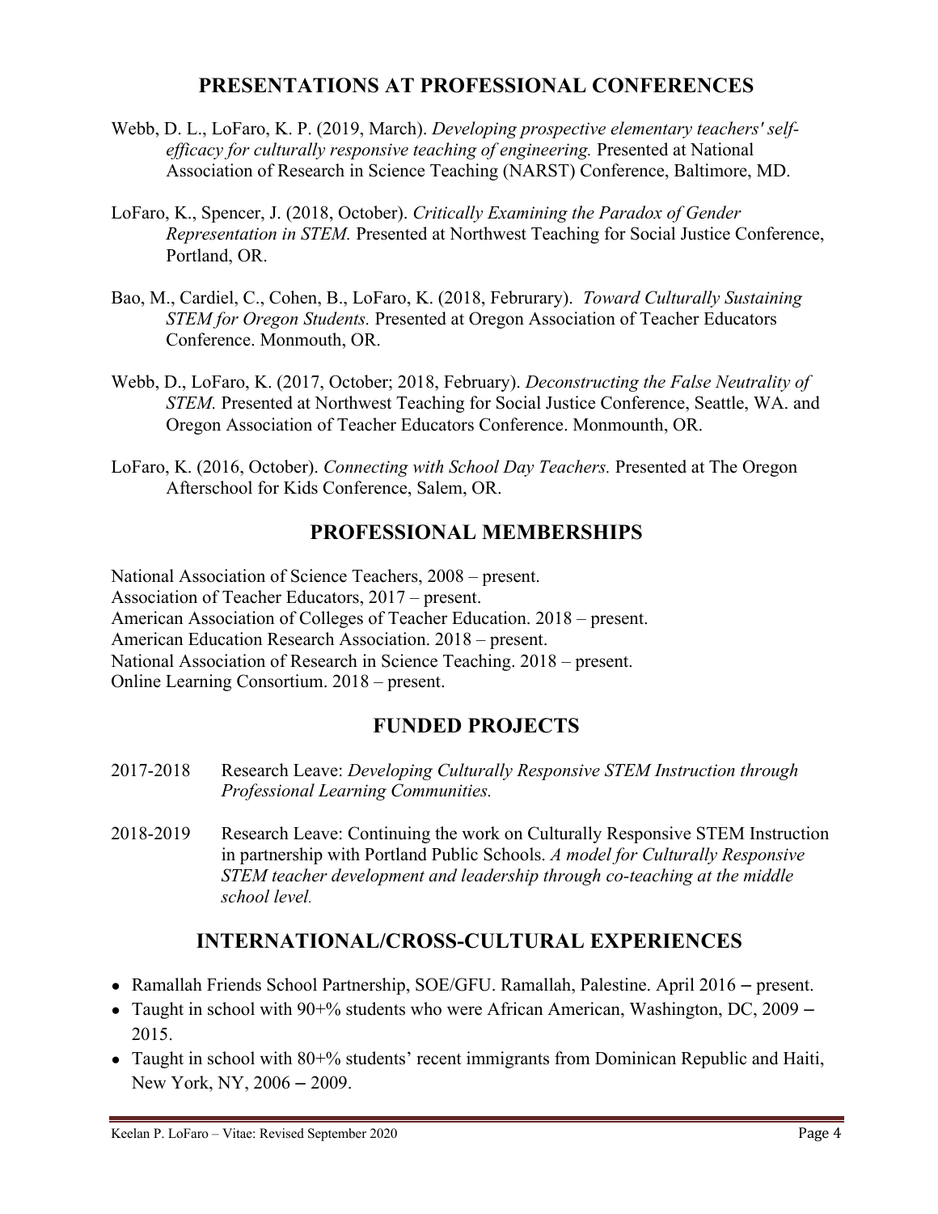## PRESENTATIONS AT PROFESSIONAL CONFERENCES

Webb, D. L., LoFaro, K. P. (2019, March). *Developing prospective elementary teachers' self-efficacy for culturally responsive teaching of engineering.* Presented at National Association of Research in Science Teaching (NARST) Conference, Baltimore, MD.

LoFaro, K., Spencer, J. (2018, October). *Critically Examining the Paradox of Gender Representation in STEM.* Presented at Northwest Teaching for Social Justice Conference, Portland, OR.

Bao, M., Cardiel, C., Cohen, B., LoFaro, K. (2018, Februrary). *Toward Culturally Sustaining STEM for Oregon Students.* Presented at Oregon Association of Teacher Educators Conference. Monmouth, OR.

Webb, D., LoFaro, K. (2017, October; 2018, February). *Deconstructing the False Neutrality of STEM.* Presented at Northwest Teaching for Social Justice Conference, Seattle, WA. and Oregon Association of Teacher Educators Conference. Monmounth, OR.

LoFaro, K. (2016, October). *Connecting with School Day Teachers.* Presented at The Oregon Afterschool for Kids Conference, Salem, OR.

## PROFESSIONAL MEMBERSHIPS

National Association of Science Teachers, 2008 – present.
Association of Teacher Educators, 2017 – present.
American Association of Colleges of Teacher Education. 2018 – present.
American Education Research Association. 2018 – present.
National Association of Research in Science Teaching. 2018 – present.
Online Learning Consortium. 2018 – present.

## FUNDED PROJECTS

2017-2018 Research Leave: *Developing Culturally Responsive STEM Instruction through Professional Learning Communities.*

2018-2019 Research Leave: Continuing the work on Culturally Responsive STEM Instruction in partnership with Portland Public Schools. *A model for Culturally Responsive STEM teacher development and leadership through co-teaching at the middle school level.*

## INTERNATIONAL/CROSS-CULTURAL EXPERIENCES

- Ramallah Friends School Partnership, SOE/GFU. Ramallah, Palestine. April 2016 – present.
- Taught in school with 90+% students who were African American, Washington, DC, 2009 – 2015.
- Taught in school with 80+% students' recent immigrants from Dominican Republic and Haiti, New York, NY, 2006 – 2009.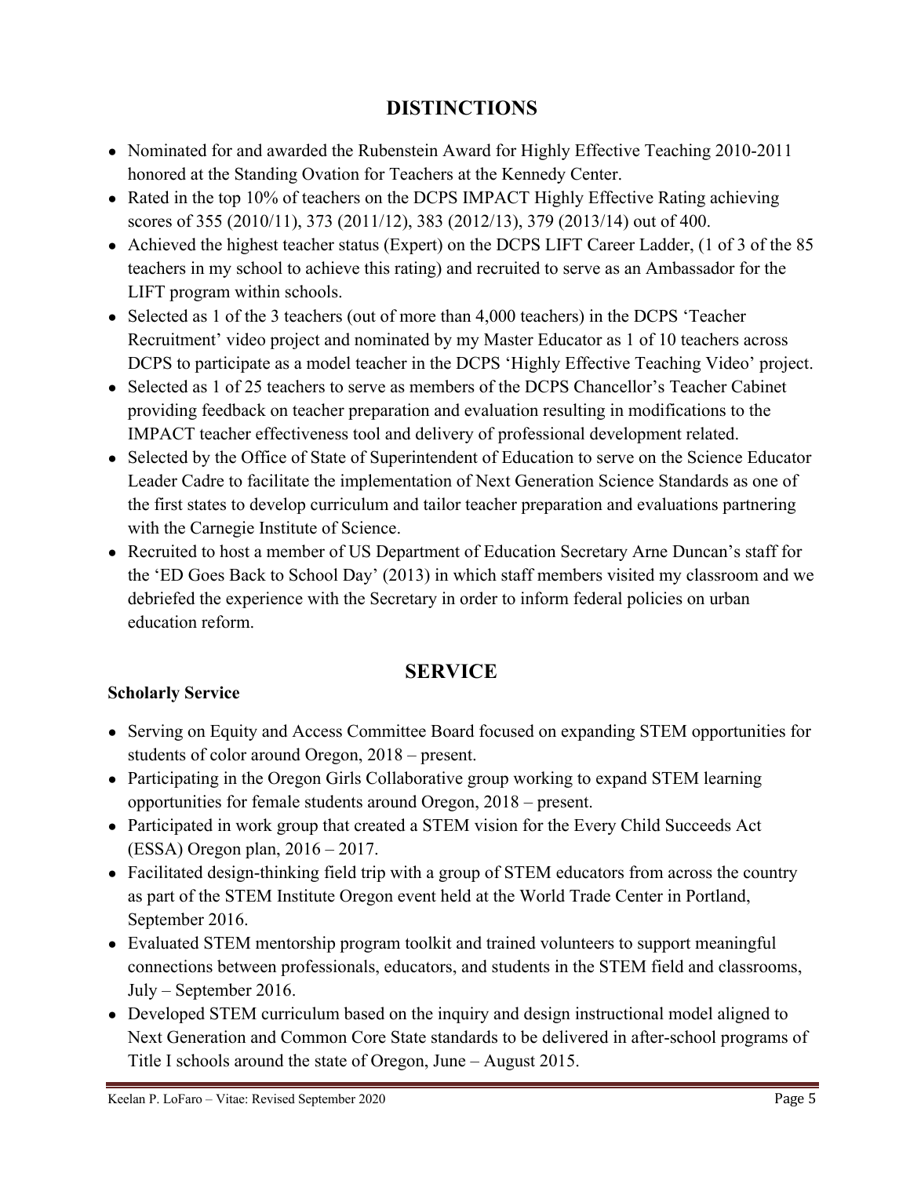## DISTINCTIONS

- Nominated for and awarded the Rubenstein Award for Highly Effective Teaching 2010-2011 honored at the Standing Ovation for Teachers at the Kennedy Center.
- Rated in the top 10% of teachers on the DCPS IMPACT Highly Effective Rating achieving scores of 355 (2010/11), 373 (2011/12), 383 (2012/13), 379 (2013/14) out of 400.
- Achieved the highest teacher status (Expert) on the DCPS LIFT Career Ladder, (1 of 3 of the 85 teachers in my school to achieve this rating) and recruited to serve as an Ambassador for the LIFT program within schools.
- Selected as 1 of the 3 teachers (out of more than 4,000 teachers) in the DCPS 'Teacher Recruitment' video project and nominated by my Master Educator as 1 of 10 teachers across DCPS to participate as a model teacher in the DCPS 'Highly Effective Teaching Video' project.
- Selected as 1 of 25 teachers to serve as members of the DCPS Chancellor's Teacher Cabinet providing feedback on teacher preparation and evaluation resulting in modifications to the IMPACT teacher effectiveness tool and delivery of professional development related.
- Selected by the Office of State of Superintendent of Education to serve on the Science Educator Leader Cadre to facilitate the implementation of Next Generation Science Standards as one of the first states to develop curriculum and tailor teacher preparation and evaluations partnering with the Carnegie Institute of Science.
- Recruited to host a member of US Department of Education Secretary Arne Duncan's staff for the 'ED Goes Back to School Day' (2013) in which staff members visited my classroom and we debriefed the experience with the Secretary in order to inform federal policies on urban education reform.

## SERVICE

**Scholarly Service**

- Serving on Equity and Access Committee Board focused on expanding STEM opportunities for students of color around Oregon, 2018 – present.
- Participating in the Oregon Girls Collaborative group working to expand STEM learning opportunities for female students around Oregon, 2018 – present.
- Participated in work group that created a STEM vision for the Every Child Succeeds Act (ESSA) Oregon plan, 2016 – 2017.
- Facilitated design-thinking field trip with a group of STEM educators from across the country as part of the STEM Institute Oregon event held at the World Trade Center in Portland, September 2016.
- Evaluated STEM mentorship program toolkit and trained volunteers to support meaningful connections between professionals, educators, and students in the STEM field and classrooms, July – September 2016.
- Developed STEM curriculum based on the inquiry and design instructional model aligned to Next Generation and Common Core State standards to be delivered in after-school programs of Title I schools around the state of Oregon, June – August 2015.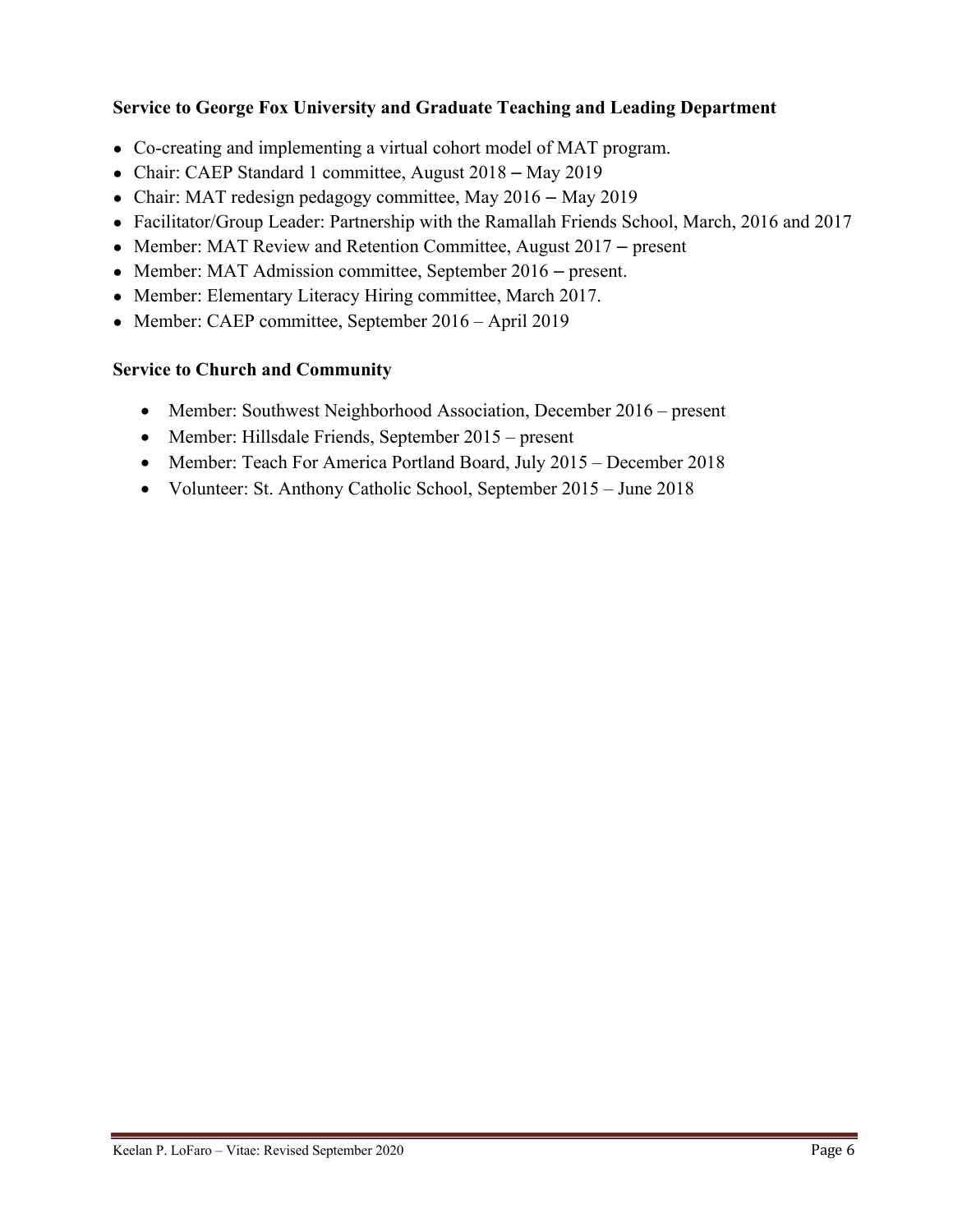**Service to George Fox University and Graduate Teaching and Leading Department**

- Co-creating and implementing a virtual cohort model of MAT program.
- Chair: CAEP Standard 1 committee, August 2018 – May 2019
- Chair: MAT redesign pedagogy committee, May 2016 – May 2019
- Facilitator/Group Leader: Partnership with the Ramallah Friends School, March, 2016 and 2017
- Member: MAT Review and Retention Committee, August 2017 – present
- Member: MAT Admission committee, September 2016 – present.
- Member: Elementary Literacy Hiring committee, March 2017.
- Member: CAEP committee, September 2016 – April 2019

**Service to Church and Community**

- Member: Southwest Neighborhood Association, December 2016 – present
- Member: Hillsdale Friends, September 2015 – present
- Member: Teach For America Portland Board, July 2015 – December 2018
- Volunteer: St. Anthony Catholic School, September 2015 – June 2018